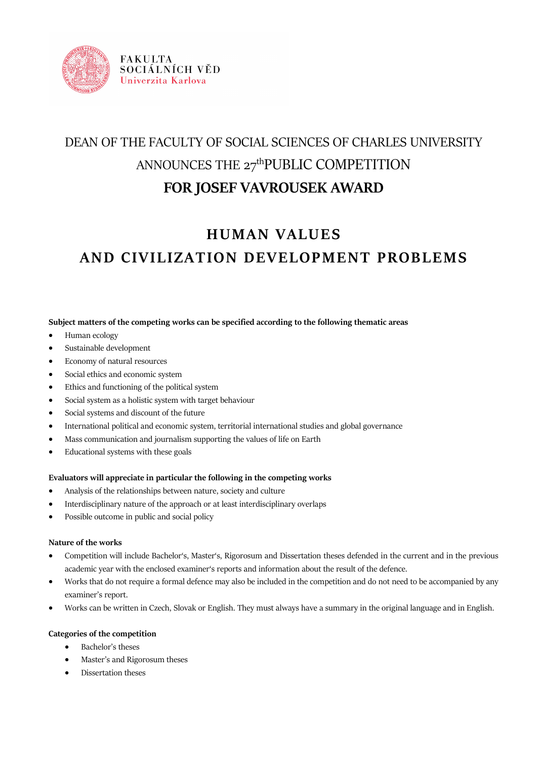FAKULTA SOCIÁLNÍCH VĚD
Univerzita Karlova

# DEAN OF THE FACULTY OF SOCIAL SCIENCES OF CHARLES UNIVERSITY ANNOUNCES THE 27th PUBLIC COMPETITION

# FOR JOSEF VAVROUSEK AWARD

## HUMAN VALUES AND CIVILIZATION DEVELOPMENT PROBLEMS

**Subject matters of the competing works can be specified according to the following thematic areas**

- Human ecology
- Sustainable development
- Economy of natural resources
- Social ethics and economic system
- Ethics and functioning of the political system
- Social system as a holistic system with target behaviour
- Social systems and discount of the future
- International political and economic system, territorial international studies and global governance
- Mass communication and journalism supporting the values of life on Earth
- Educational systems with these goals

**Evaluators will appreciate in particular the following in the competing works**

- Analysis of the relationships between nature, society and culture
- Interdisciplinary nature of the approach or at least interdisciplinary overlaps
- Possible outcome in public and social policy

**Nature of the works**

- Competition will include Bachelor's, Master's, Rigorosum and Dissertation theses defended in the current and in the previous academic year with the enclosed examiner's reports and information about the result of the defence.
- Works that do not require a formal defence may also be included in the competition and do not need to be accompanied by any examiner's report.
- Works can be written in Czech, Slovak or English. They must always have a summary in the original language and in English.

**Categories of the competition**

- Bachelor's theses
- Master's and Rigorosum theses
- Dissertation theses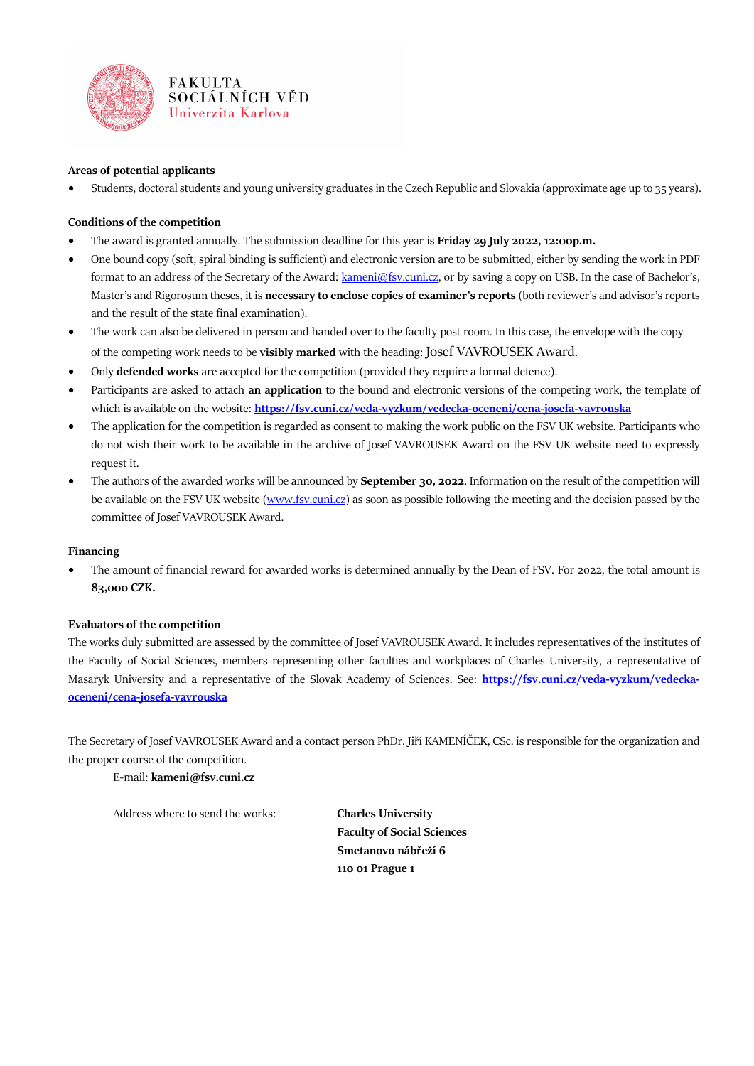FAKULTA
SOCIÁLNÍCH VĚD
Univerzita Karlova

**Areas of potential applicants**

- Students, doctoral students and young university graduates in the Czech Republic and Slovakia (approximate age up to 35 years).

**Conditions of the competition**

- The award is granted annually. The submission deadline for this year is **Friday 29 July 2022, 12:00p.m.**
- One bound copy (soft, spiral binding is sufficient) and electronic version are to be submitted, either by sending the work in PDF format to an address of the Secretary of the Award: kameni@fsv.cuni.cz, or by saving a copy on USB. In the case of Bachelor's, Master's and Rigorosum theses, it is **necessary to enclose copies of examiner's reports** (both reviewer's and advisor's reports and the result of the state final examination).
- The work can also be delivered in person and handed over to the faculty post room. In this case, the envelope with the copy of the competing work needs to be **visibly marked** with the heading: Josef VAVROUSEK Award.
- Only **defended works** are accepted for the competition (provided they require a formal defence).
- Participants are asked to attach **an application** to the bound and electronic versions of the competing work, the template of which is available on the website: **https://fsv.cuni.cz/veda-vyzkum/vedecka-oceneni/cena-josefa-vavrouska**
- The application for the competition is regarded as consent to making the work public on the FSV UK website. Participants who do not wish their work to be available in the archive of Josef VAVROUSEK Award on the FSV UK website need to expressly request it.
- The authors of the awarded works will be announced by **September 30, 2022**. Information on the result of the competition will be available on the FSV UK website (www.fsv.cuni.cz) as soon as possible following the meeting and the decision passed by the committee of Josef VAVROUSEK Award.

**Financing**

- The amount of financial reward for awarded works is determined annually by the Dean of FSV. For 2022, the total amount is **83,000 CZK.**

**Evaluators of the competition**

The works duly submitted are assessed by the committee of Josef VAVROUSEK Award. It includes representatives of the institutes of the Faculty of Social Sciences, members representing other faculties and workplaces of Charles University, a representative of Masaryk University and a representative of the Slovak Academy of Sciences. See: **https://fsv.cuni.cz/veda-vyzkum/vedecka-oceneni/cena-josefa-vavrouska**

The Secretary of Josef VAVROUSEK Award and a contact person PhDr. Jiří KAMENÍČEK, CSc. is responsible for the organization and the proper course of the competition.

E-mail: **kameni@fsv.cuni.cz**

Address where to send the works:

**Charles University**
**Faculty of Social Sciences**
**Smetanovo nábřeží 6**
**110 01 Prague 1**